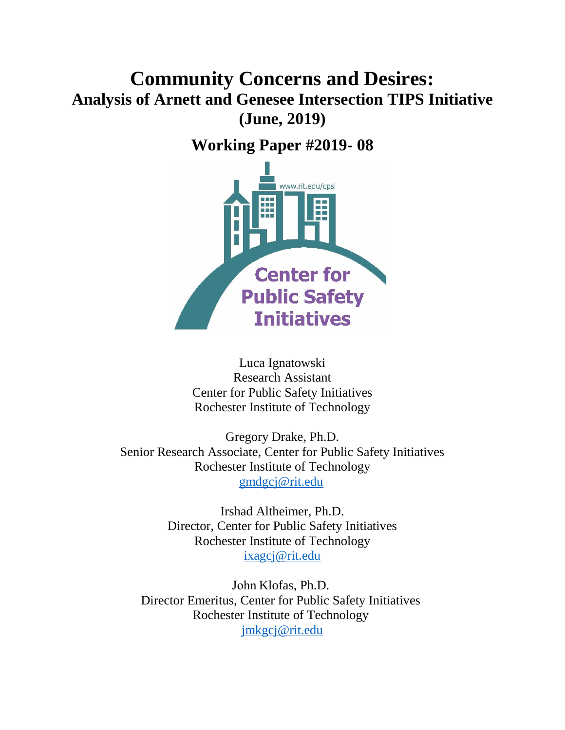# Community Concerns and Desires:

## Analysis of Arnett and Genesee Intersection TIPS Initiative (June, 2019)

## Working Paper #2019- 08

www.rit.edu/cpsi

Center for Public Safety Initiatives

Luca Ignatowski
Research Assistant
Center for Public Safety Initiatives
Rochester Institute of Technology

Gregory Drake, Ph.D.
Senior Research Associate, Center for Public Safety Initiatives
Rochester Institute of Technology
gmdgcj@rit.edu

Irshad Altheimer, Ph.D.
Director, Center for Public Safety Initiatives
Rochester Institute of Technology
ixagcj@rit.edu

John Klofas, Ph.D.
Director Emeritus, Center for Public Safety Initiatives
Rochester Institute of Technology
jmkgcj@rit.edu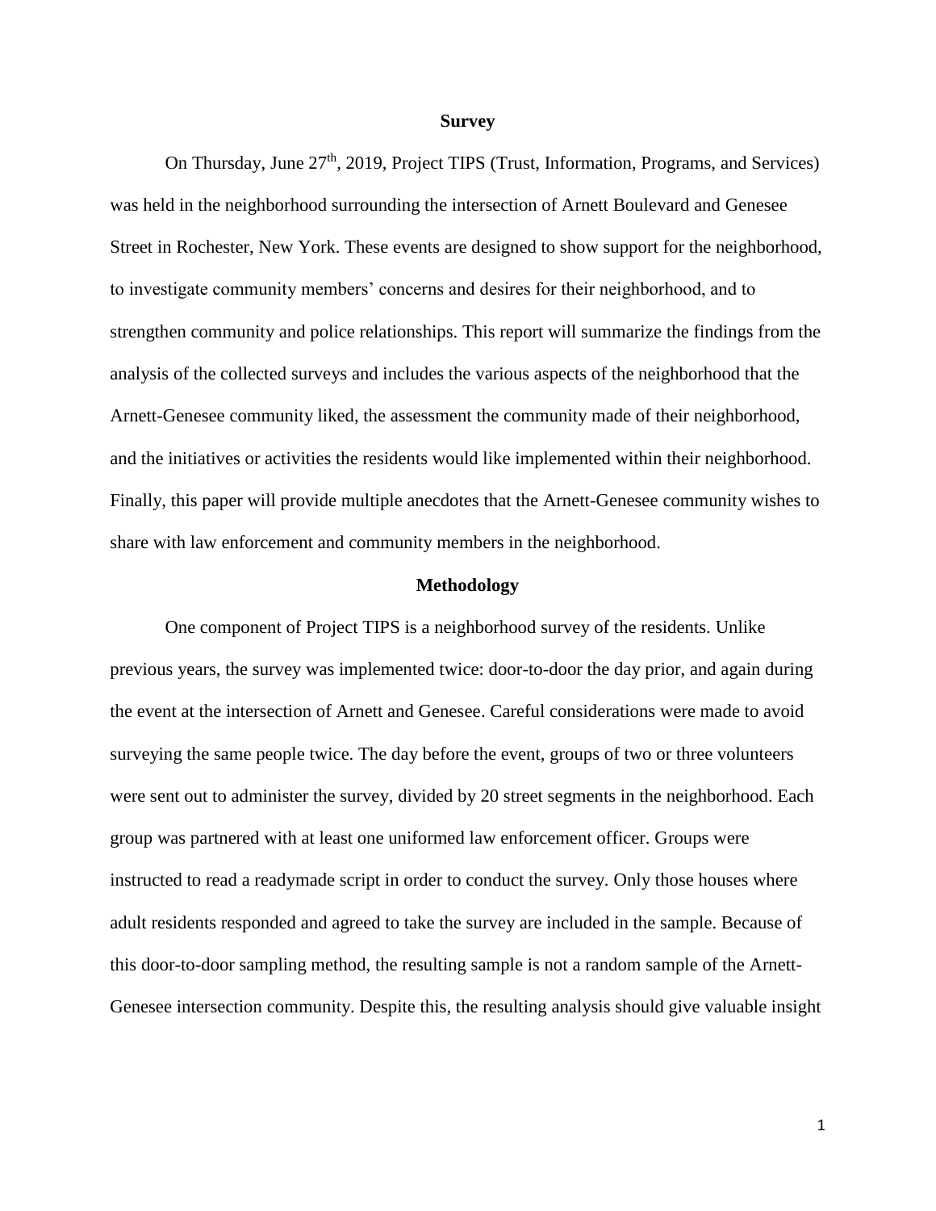## Survey

On Thursday, June 27th, 2019, Project TIPS (Trust, Information, Programs, and Services) was held in the neighborhood surrounding the intersection of Arnett Boulevard and Genesee Street in Rochester, New York. These events are designed to show support for the neighborhood, to investigate community members' concerns and desires for their neighborhood, and to strengthen community and police relationships. This report will summarize the findings from the analysis of the collected surveys and includes the various aspects of the neighborhood that the Arnett-Genesee community liked, the assessment the community made of their neighborhood, and the initiatives or activities the residents would like implemented within their neighborhood. Finally, this paper will provide multiple anecdotes that the Arnett-Genesee community wishes to share with law enforcement and community members in the neighborhood.

## Methodology

One component of Project TIPS is a neighborhood survey of the residents. Unlike previous years, the survey was implemented twice: door-to-door the day prior, and again during the event at the intersection of Arnett and Genesee. Careful considerations were made to avoid surveying the same people twice. The day before the event, groups of two or three volunteers were sent out to administer the survey, divided by 20 street segments in the neighborhood. Each group was partnered with at least one uniformed law enforcement officer. Groups were instructed to read a readymade script in order to conduct the survey. Only those houses where adult residents responded and agreed to take the survey are included in the sample. Because of this door-to-door sampling method, the resulting sample is not a random sample of the Arnett-Genesee intersection community. Despite this, the resulting analysis should give valuable insight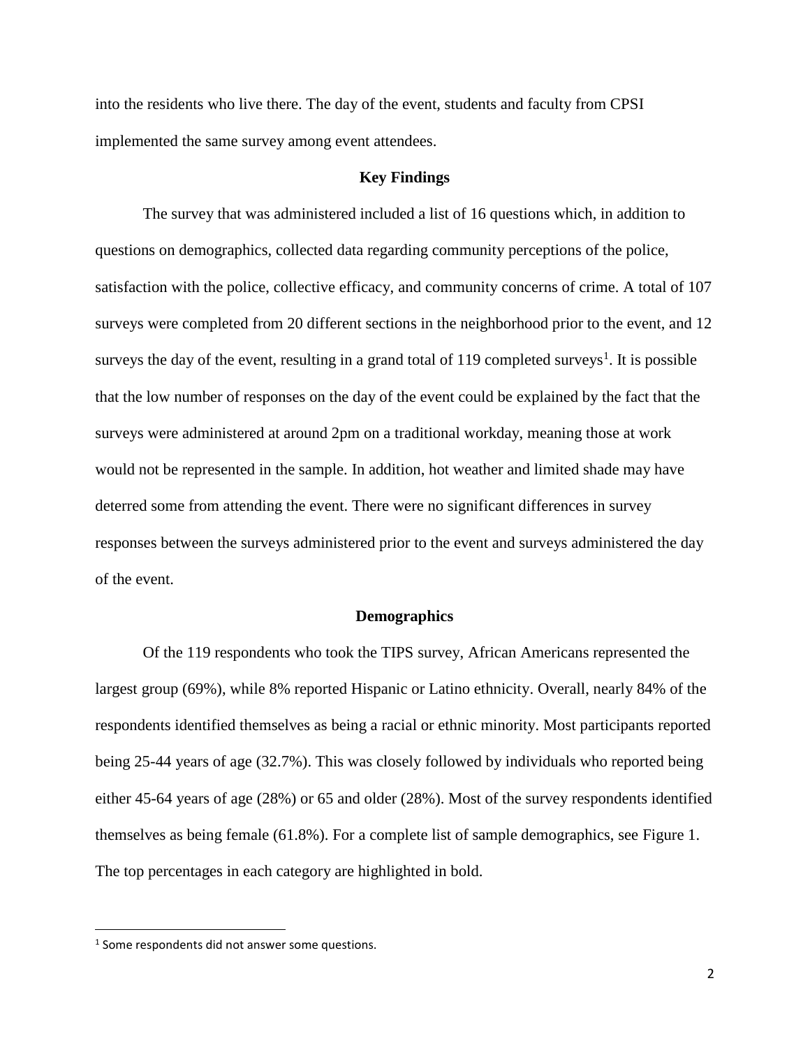into the residents who live there. The day of the event, students and faculty from CPSI implemented the same survey among event attendees.

## Key Findings

The survey that was administered included a list of 16 questions which, in addition to questions on demographics, collected data regarding community perceptions of the police, satisfaction with the police, collective efficacy, and community concerns of crime. A total of 107 surveys were completed from 20 different sections in the neighborhood prior to the event, and 12 surveys the day of the event, resulting in a grand total of 119 completed surveys[1]. It is possible that the low number of responses on the day of the event could be explained by the fact that the surveys were administered at around 2pm on a traditional workday, meaning those at work would not be represented in the sample. In addition, hot weather and limited shade may have deterred some from attending the event. There were no significant differences in survey responses between the surveys administered prior to the event and surveys administered the day of the event.

## Demographics

Of the 119 respondents who took the TIPS survey, African Americans represented the largest group (69%), while 8% reported Hispanic or Latino ethnicity. Overall, nearly 84% of the respondents identified themselves as being a racial or ethnic minority. Most participants reported being 25-44 years of age (32.7%). This was closely followed by individuals who reported being either 45-64 years of age (28%) or 65 and older (28%). Most of the survey respondents identified themselves as being female (61.8%). For a complete list of sample demographics, see Figure 1. The top percentages in each category are highlighted in bold.

[1] Some respondents did not answer some questions.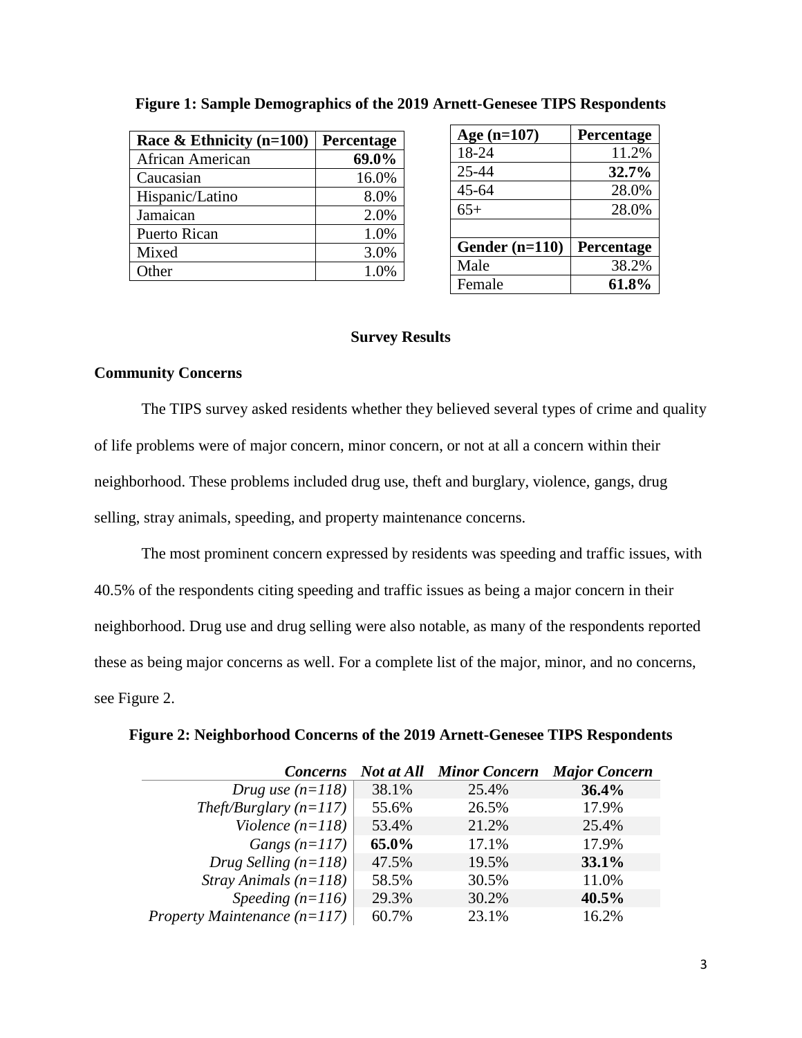**Figure 1: Sample Demographics of the 2019 Arnett-Genesee TIPS Respondents**

| Race & Ethnicity (n=100) | Percentage |
|---|---|
| African American | **69.0%** |
| Caucasian | 16.0% |
| Hispanic/Latino | 8.0% |
| Jamaican | 2.0% |
| Puerto Rican | 1.0% |
| Mixed | 3.0% |
| Other | 1.0% |

| Age (n=107) | Percentage |
|---|---|
| 18-24 | 11.2% |
| 25-44 | **32.7%** |
| 45-64 | 28.0% |
| 65+ | 28.0% |

| Gender (n=110) | Percentage |
|---|---|
| Male | 38.2% |
| Female | **61.8%** |

## Survey Results

### Community Concerns

The TIPS survey asked residents whether they believed several types of crime and quality of life problems were of major concern, minor concern, or not at all a concern within their neighborhood. These problems included drug use, theft and burglary, violence, gangs, drug selling, stray animals, speeding, and property maintenance concerns.

The most prominent concern expressed by residents was speeding and traffic issues, with 40.5% of the respondents citing speeding and traffic issues as being a major concern in their neighborhood. Drug use and drug selling were also notable, as many of the respondents reported these as being major concerns as well. For a complete list of the major, minor, and no concerns, see Figure 2.

**Figure 2: Neighborhood Concerns of the 2019 Arnett-Genesee TIPS Respondents**

| *Concerns* | *Not at All* | *Minor Concern* | *Major Concern* |
|---|---|---|---|
| *Drug use (n=118)* | 38.1% | 25.4% | **36.4%** |
| *Theft/Burglary (n=117)* | 55.6% | 26.5% | 17.9% |
| *Violence (n=118)* | 53.4% | 21.2% | 25.4% |
| *Gangs (n=117)* | **65.0%** | 17.1% | 17.9% |
| *Drug Selling (n=118)* | 47.5% | 19.5% | **33.1%** |
| *Stray Animals (n=118)* | 58.5% | 30.5% | 11.0% |
| *Speeding (n=116)* | 29.3% | 30.2% | **40.5%** |
| *Property Maintenance (n=117)* | 60.7% | 23.1% | 16.2% |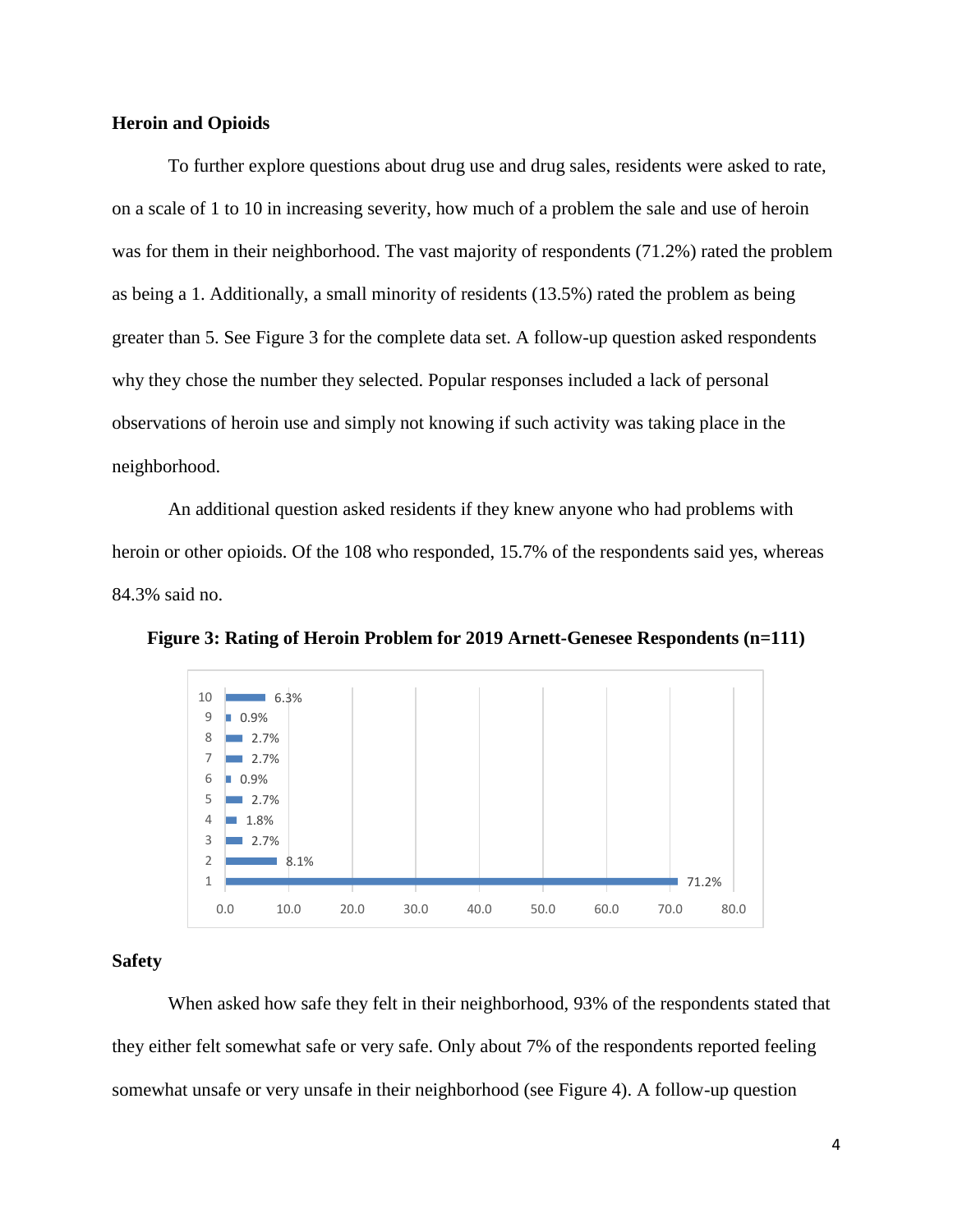**Heroin and Opioids**

To further explore questions about drug use and drug sales, residents were asked to rate, on a scale of 1 to 10 in increasing severity, how much of a problem the sale and use of heroin was for them in their neighborhood. The vast majority of respondents (71.2%) rated the problem as being a 1. Additionally, a small minority of residents (13.5%) rated the problem as being greater than 5. See Figure 3 for the complete data set. A follow-up question asked respondents why they chose the number they selected. Popular responses included a lack of personal observations of heroin use and simply not knowing if such activity was taking place in the neighborhood.

An additional question asked residents if they knew anyone who had problems with heroin or other opioids. Of the 108 who responded, 15.7% of the respondents said yes, whereas 84.3% said no.

**Figure 3: Rating of Heroin Problem for 2019 Arnett-Genesee Respondents (n=111)**

| Rating | Percent |
| --- | --- |
| 10 | 6.3% |
| 9 | 0.9% |
| 8 | 2.7% |
| 7 | 2.7% |
| 6 | 0.9% |
| 5 | 2.7% |
| 4 | 1.8% |
| 3 | 2.7% |
| 2 | 8.1% |
| 1 | 71.2% |

**Safety**

When asked how safe they felt in their neighborhood, 93% of the respondents stated that they either felt somewhat safe or very safe. Only about 7% of the respondents reported feeling somewhat unsafe or very unsafe in their neighborhood (see Figure 4). A follow-up question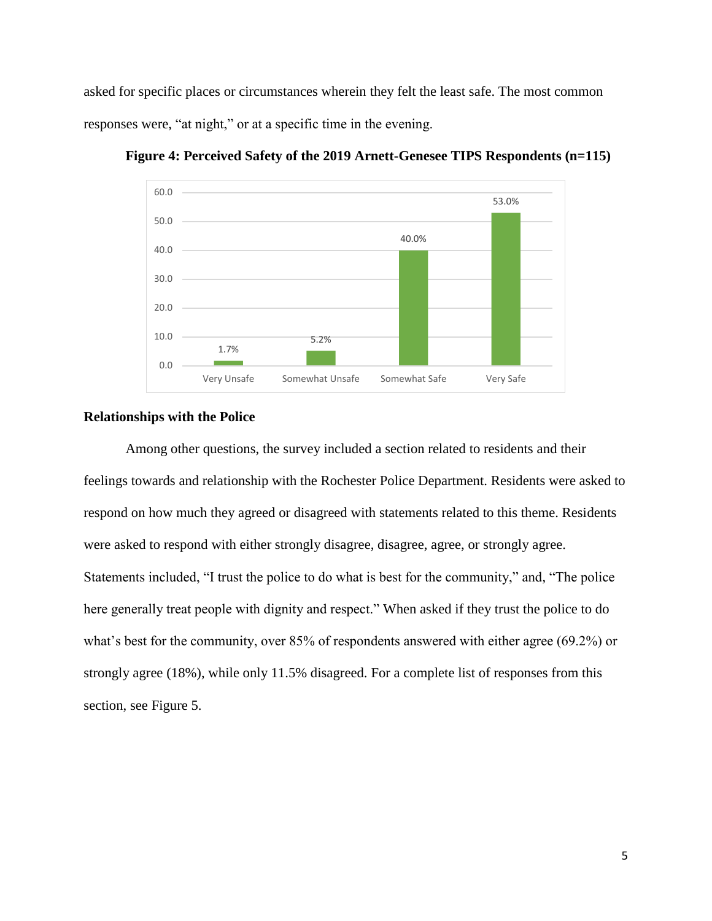asked for specific places or circumstances wherein they felt the least safe. The most common responses were, "at night," or at a specific time in the evening.

**Figure 4: Perceived Safety of the 2019 Arnett-Genesee TIPS Respondents (n=115)**

| Response | Percent |
|---|---|
| Very Unsafe | 1.7% |
| Somewhat Unsafe | 5.2% |
| Somewhat Safe | 40.0% |
| Very Safe | 53.0% |

## Relationships with the Police

Among other questions, the survey included a section related to residents and their feelings towards and relationship with the Rochester Police Department. Residents were asked to respond on how much they agreed or disagreed with statements related to this theme. Residents were asked to respond with either strongly disagree, disagree, agree, or strongly agree. Statements included, "I trust the police to do what is best for the community," and, "The police here generally treat people with dignity and respect." When asked if they trust the police to do what's best for the community, over 85% of respondents answered with either agree (69.2%) or strongly agree (18%), while only 11.5% disagreed. For a complete list of responses from this section, see Figure 5.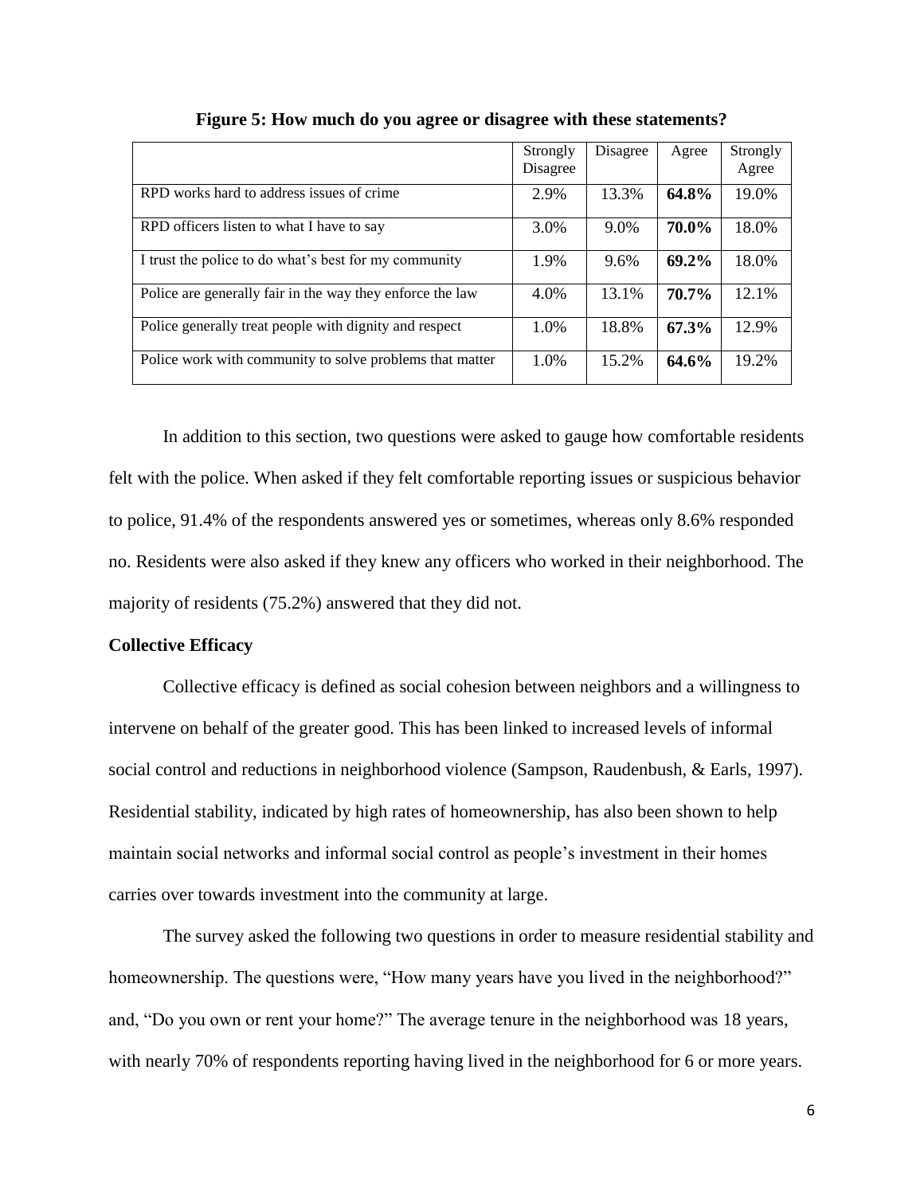**Figure 5: How much do you agree or disagree with these statements?**

| | Strongly Disagree | Disagree | Agree | Strongly Agree |
|---|---|---|---|---|
| RPD works hard to address issues of crime | 2.9% | 13.3% | **64.8%** | 19.0% |
| RPD officers listen to what I have to say | 3.0% | 9.0% | **70.0%** | 18.0% |
| I trust the police to do what's best for my community | 1.9% | 9.6% | **69.2%** | 18.0% |
| Police are generally fair in the way they enforce the law | 4.0% | 13.1% | **70.7%** | 12.1% |
| Police generally treat people with dignity and respect | 1.0% | 18.8% | **67.3%** | 12.9% |
| Police work with community to solve problems that matter | 1.0% | 15.2% | **64.6%** | 19.2% |

In addition to this section, two questions were asked to gauge how comfortable residents felt with the police. When asked if they felt comfortable reporting issues or suspicious behavior to police, 91.4% of the respondents answered yes or sometimes, whereas only 8.6% responded no. Residents were also asked if they knew any officers who worked in their neighborhood. The majority of residents (75.2%) answered that they did not.

**Collective Efficacy**

Collective efficacy is defined as social cohesion between neighbors and a willingness to intervene on behalf of the greater good. This has been linked to increased levels of informal social control and reductions in neighborhood violence (Sampson, Raudenbush, & Earls, 1997). Residential stability, indicated by high rates of homeownership, has also been shown to help maintain social networks and informal social control as people's investment in their homes carries over towards investment into the community at large.

The survey asked the following two questions in order to measure residential stability and homeownership. The questions were, "How many years have you lived in the neighborhood?" and, "Do you own or rent your home?" The average tenure in the neighborhood was 18 years, with nearly 70% of respondents reporting having lived in the neighborhood for 6 or more years.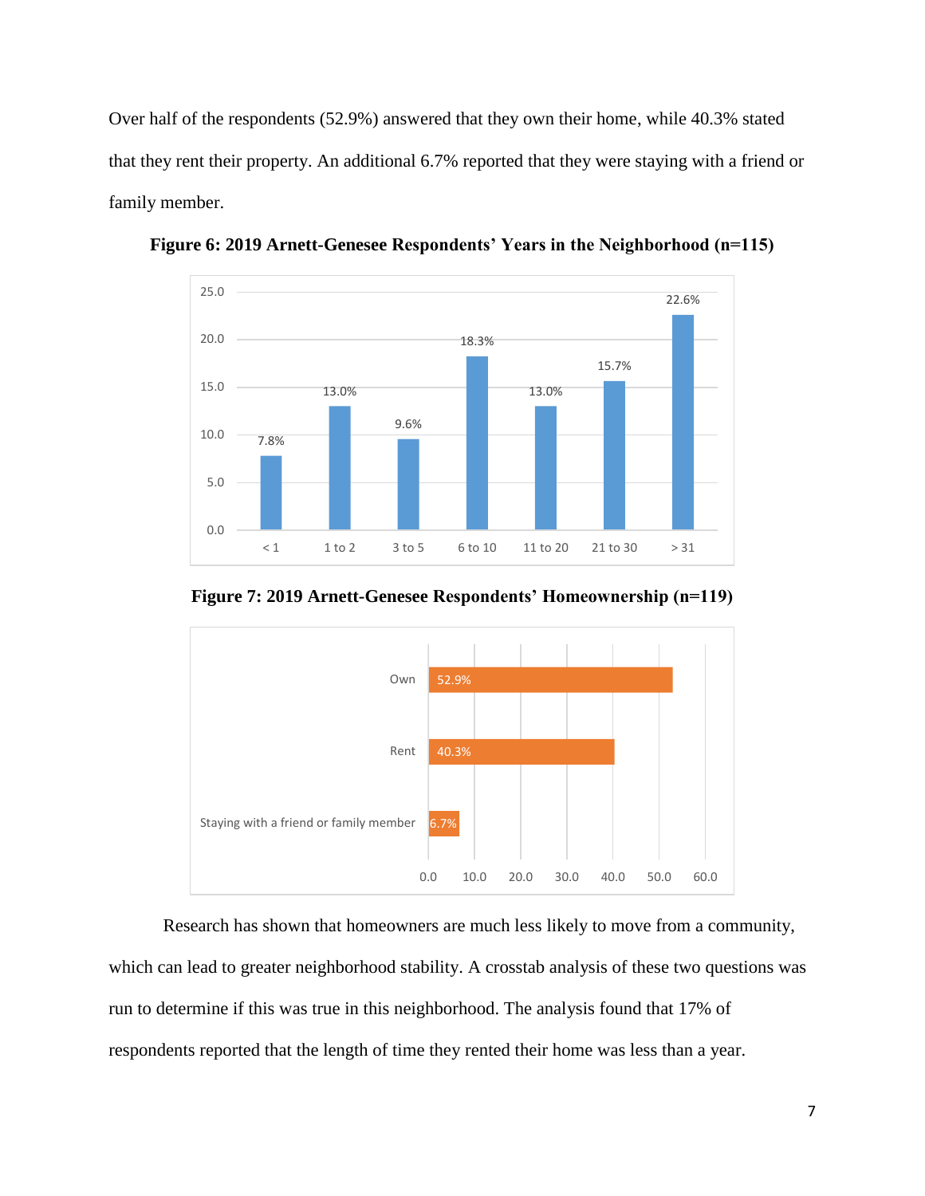Over half of the respondents (52.9%) answered that they own their home, while 40.3% stated that they rent their property. An additional 6.7% reported that they were staying with a friend or family member.

**Figure 6: 2019 Arnett-Genesee Respondents' Years in the Neighborhood (n=115)**

| Years | Percent |
|---|---|
| < 1 | 7.8% |
| 1 to 2 | 13.0% |
| 3 to 5 | 9.6% |
| 6 to 10 | 18.3% |
| 11 to 20 | 13.0% |
| 21 to 30 | 15.7% |
| > 31 | 22.6% |

**Figure 7: 2019 Arnett-Genesee Respondents' Homeownership (n=119)**

| Homeownership | Percent |
|---|---|
| Own | 52.9% |
| Rent | 40.3% |
| Staying with a friend or family member | 6.7% |

Research has shown that homeowners are much less likely to move from a community, which can lead to greater neighborhood stability. A crosstab analysis of these two questions was run to determine if this was true in this neighborhood. The analysis found that 17% of respondents reported that the length of time they rented their home was less than a year.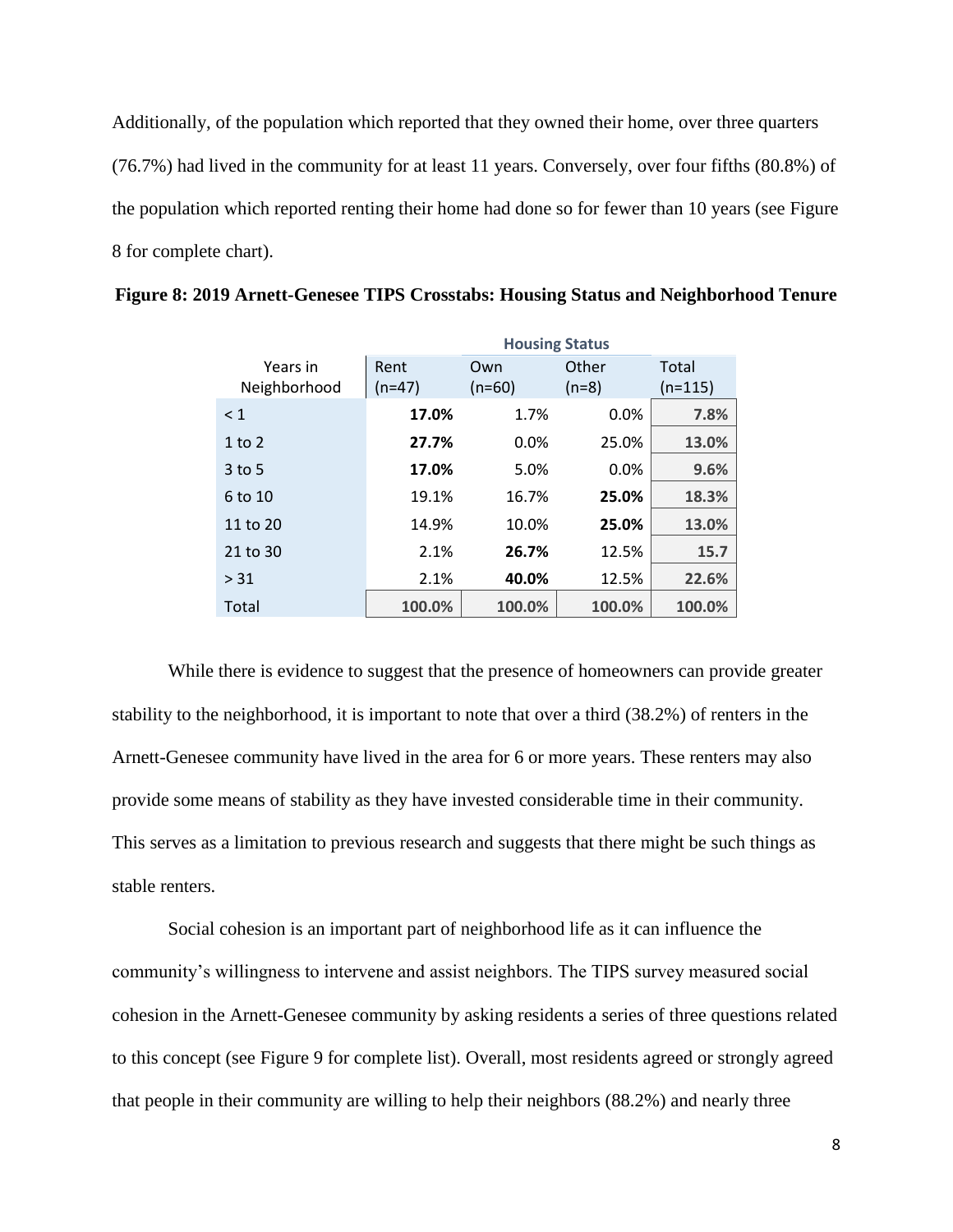Additionally, of the population which reported that they owned their home, over three quarters (76.7%) had lived in the community for at least 11 years. Conversely, over four fifths (80.8%) of the population which reported renting their home had done so for fewer than 10 years (see Figure 8 for complete chart).

**Figure 8: 2019 Arnett-Genesee TIPS Crosstabs: Housing Status and Neighborhood Tenure**

| | Housing Status | | | |
|---|---|---|---|---|
| Years in Neighborhood | Rent (n=47) | Own (n=60) | Other (n=8) | Total (n=115) |
| < 1 | **17.0%** | 1.7% | 0.0% | **7.8%** |
| 1 to 2 | **27.7%** | 0.0% | 25.0% | **13.0%** |
| 3 to 5 | **17.0%** | 5.0% | 0.0% | **9.6%** |
| 6 to 10 | 19.1% | 16.7% | **25.0%** | **18.3%** |
| 11 to 20 | 14.9% | 10.0% | **25.0%** | **13.0%** |
| 21 to 30 | 2.1% | **26.7%** | 12.5% | **15.7** |
| > 31 | 2.1% | **40.0%** | 12.5% | **22.6%** |
| Total | **100.0%** | **100.0%** | **100.0%** | **100.0%** |

While there is evidence to suggest that the presence of homeowners can provide greater stability to the neighborhood, it is important to note that over a third (38.2%) of renters in the Arnett-Genesee community have lived in the area for 6 or more years. These renters may also provide some means of stability as they have invested considerable time in their community. This serves as a limitation to previous research and suggests that there might be such things as stable renters.

Social cohesion is an important part of neighborhood life as it can influence the community's willingness to intervene and assist neighbors. The TIPS survey measured social cohesion in the Arnett-Genesee community by asking residents a series of three questions related to this concept (see Figure 9 for complete list). Overall, most residents agreed or strongly agreed that people in their community are willing to help their neighbors (88.2%) and nearly three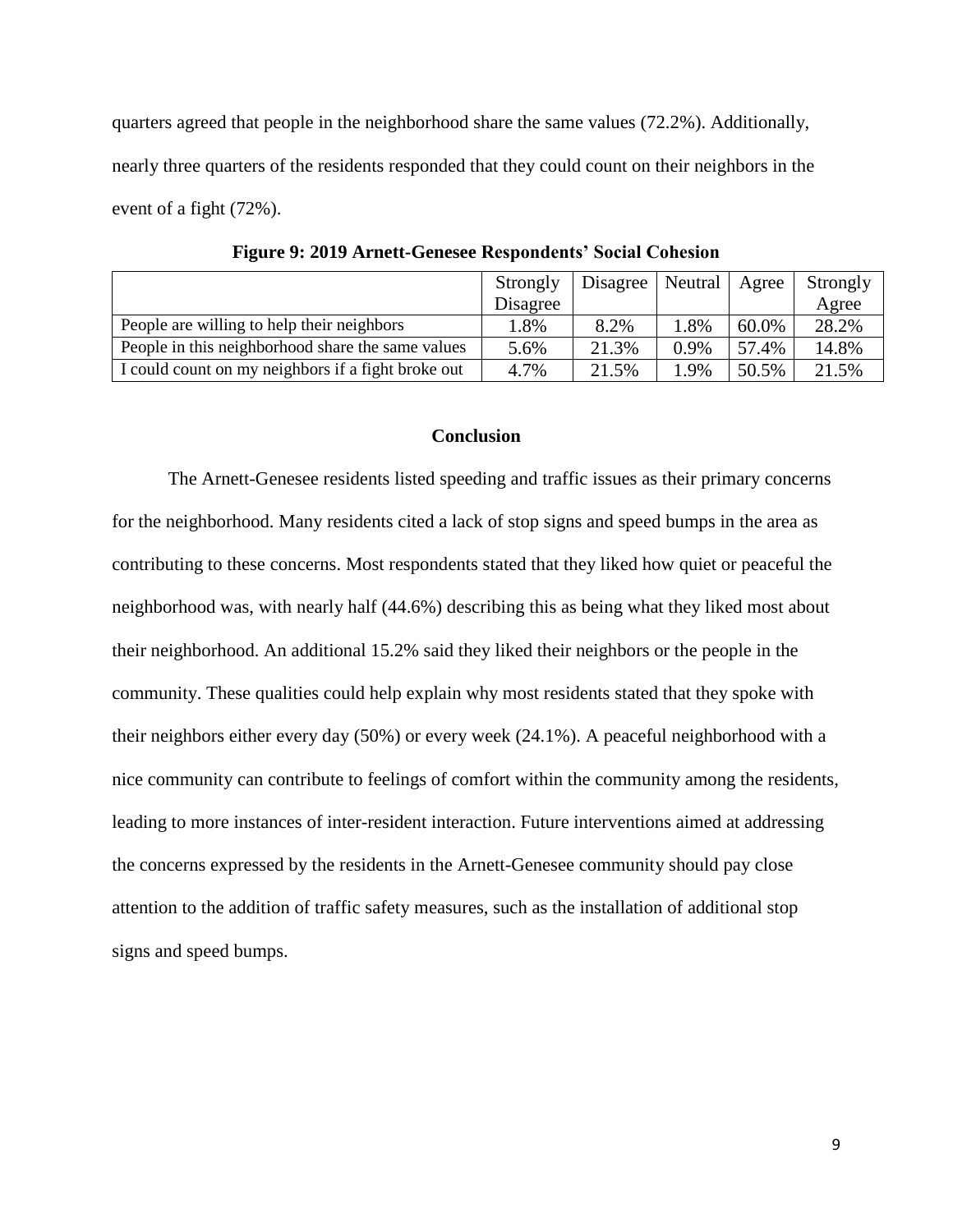quarters agreed that people in the neighborhood share the same values (72.2%). Additionally, nearly three quarters of the residents responded that they could count on their neighbors in the event of a fight (72%).

**Figure 9: 2019 Arnett-Genesee Respondents' Social Cohesion**

| | Strongly Disagree | Disagree | Neutral | Agree | Strongly Agree |
|---|---|---|---|---|---|
| People are willing to help their neighbors | 1.8% | 8.2% | 1.8% | 60.0% | 28.2% |
| People in this neighborhood share the same values | 5.6% | 21.3% | 0.9% | 57.4% | 14.8% |
| I could count on my neighbors if a fight broke out | 4.7% | 21.5% | 1.9% | 50.5% | 21.5% |

## Conclusion

The Arnett-Genesee residents listed speeding and traffic issues as their primary concerns for the neighborhood. Many residents cited a lack of stop signs and speed bumps in the area as contributing to these concerns. Most respondents stated that they liked how quiet or peaceful the neighborhood was, with nearly half (44.6%) describing this as being what they liked most about their neighborhood. An additional 15.2% said they liked their neighbors or the people in the community. These qualities could help explain why most residents stated that they spoke with their neighbors either every day (50%) or every week (24.1%). A peaceful neighborhood with a nice community can contribute to feelings of comfort within the community among the residents, leading to more instances of inter-resident interaction. Future interventions aimed at addressing the concerns expressed by the residents in the Arnett-Genesee community should pay close attention to the addition of traffic safety measures, such as the installation of additional stop signs and speed bumps.